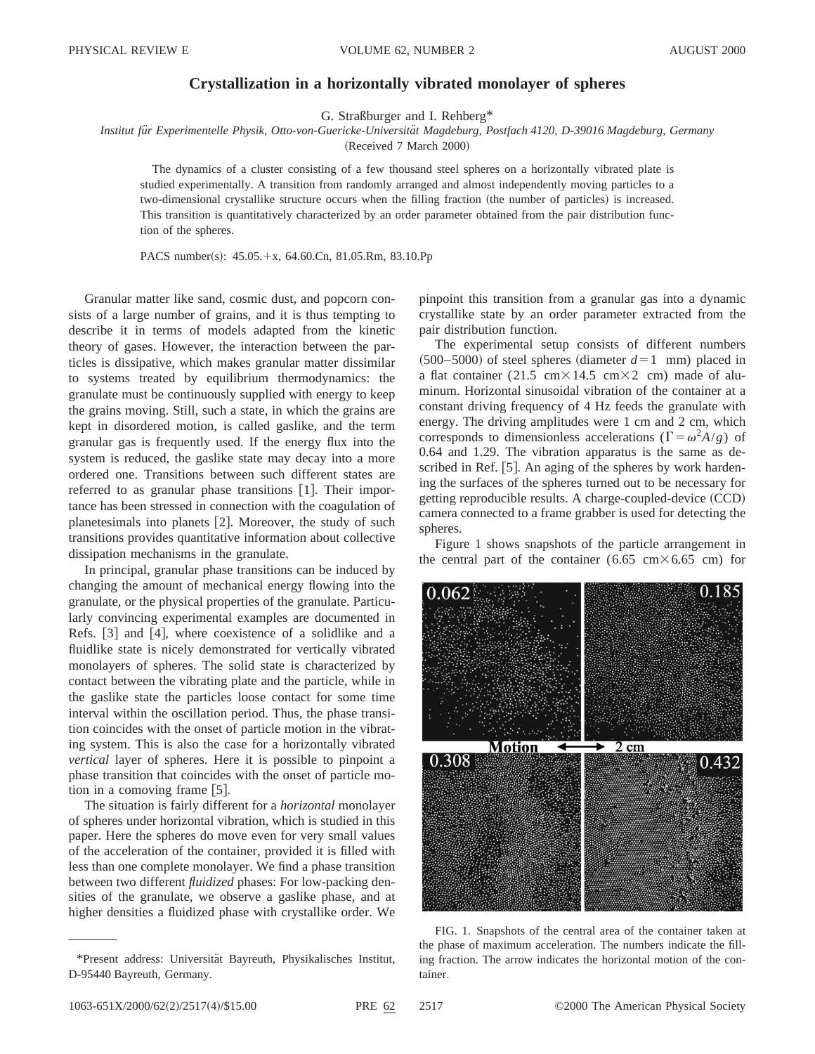# Crystallization in a horizontally vibrated monolayer of spheres

G. Straßburger and I. Rehberg*

*Institut für Experimentelle Physik, Otto-von-Guericke-Universität Magdeburg, Postfach 4120, D-39016 Magdeburg, Germany*

(Received 7 March 2000)

The dynamics of a cluster consisting of a few thousand steel spheres on a horizontally vibrated plate is studied experimentally. A transition from randomly arranged and almost independently moving particles to a two-dimensional crystallike structure occurs when the filling fraction (the number of particles) is increased. This transition is quantitatively characterized by an order parameter obtained from the pair distribution function of the spheres.

PACS number(s): 45.05.+x, 64.60.Cn, 81.05.Rm, 83.10.Pp

Granular matter like sand, cosmic dust, and popcorn consists of a large number of grains, and it is thus tempting to describe it in terms of models adapted from the kinetic theory of gases. However, the interaction between the particles is dissipative, which makes granular matter dissimilar to systems treated by equilibrium thermodynamics: the granulate must be continuously supplied with energy to keep the grains moving. Still, such a state, in which the grains are kept in disordered motion, is called gaslike, and the term granular gas is frequently used. If the energy flux into the system is reduced, the gaslike state may decay into a more ordered one. Transitions between such different states are referred to as granular phase transitions [1]. Their importance has been stressed in connection with the coagulation of planetesimals into planets [2]. Moreover, the study of such transitions provides quantitative information about collective dissipation mechanisms in the granulate.

In principal, granular phase transitions can be induced by changing the amount of mechanical energy flowing into the granulate, or the physical properties of the granulate. Particularly convincing experimental examples are documented in Refs. [3] and [4], where coexistence of a solidlike and a fluidlike state is nicely demonstrated for vertically vibrated monolayers of spheres. The solid state is characterized by contact between the vibrating plate and the particle, while in the gaslike state the particles loose contact for some time interval within the oscillation period. Thus, the phase transition coincides with the onset of particle motion in the vibrating system. This is also the case for a horizontally vibrated *vertical* layer of spheres. Here it is possible to pinpoint a phase transition that coincides with the onset of particle motion in a comoving frame [5].

The situation is fairly different for a *horizontal* monolayer of spheres under horizontal vibration, which is studied in this paper. Here the spheres do move even for very small values of the acceleration of the container, provided it is filled with less than one complete monolayer. We find a phase transition between two different *fluidized* phases: For low-packing densities of the granulate, we observe a gaslike phase, and at higher densities a fluidized phase with crystallike order. We pinpoint this transition from a granular gas into a dynamic crystallike state by an order parameter extracted from the pair distribution function.

The experimental setup consists of different numbers (500–5000) of steel spheres (diameter $d = 1$ mm) placed in a flat container (21.5 cm×14.5 cm×2 cm) made of aluminum. Horizontal sinusoidal vibration of the container at a constant driving frequency of 4 Hz feeds the granulate with energy. The driving amplitudes were 1 cm and 2 cm, which corresponds to dimensionless accelerations ($\Gamma = \omega^2 A/g$) of 0.64 and 1.29. The vibration apparatus is the same as described in Ref. [5]. An aging of the spheres by work hardening the surfaces of the spheres turned out to be necessary for getting reproducible results. A charge-coupled-device (CCD) camera connected to a frame grabber is used for detecting the spheres.

Figure 1 shows snapshots of the particle arrangement in the central part of the container (6.65 cm×6.65 cm) for

FIG. 1. Snapshots of the central area of the container taken at the phase of maximum acceleration. The numbers indicate the filling fraction. The arrow indicates the horizontal motion of the container.

*Present address: Universität Bayreuth, Physikalisches Institut, D-95440 Bayreuth, Germany.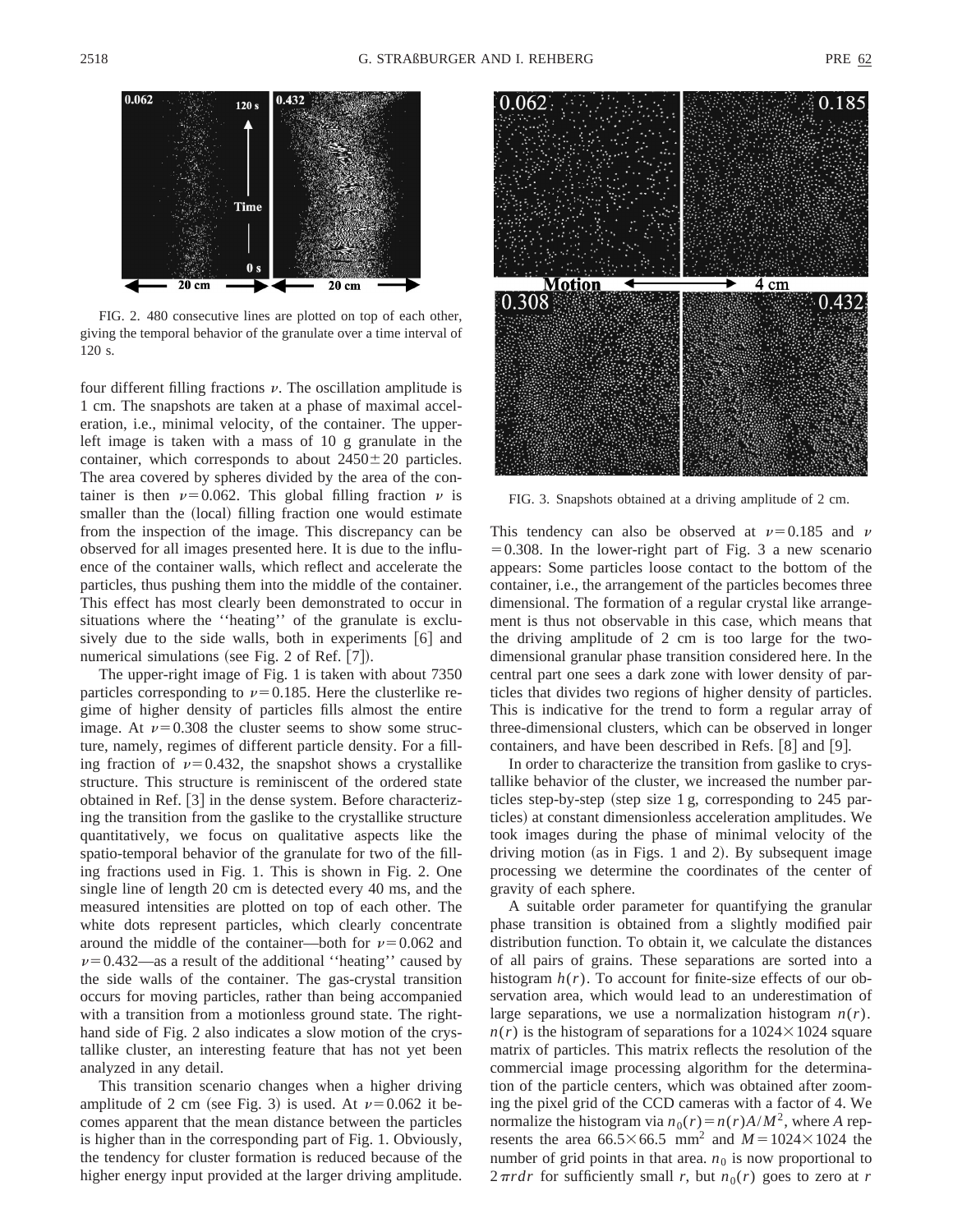FIG. 2. 480 consecutive lines are plotted on top of each other, giving the temporal behavior of the granulate over a time interval of 120 s.

four different filling fractions $\nu$. The oscillation amplitude is 1 cm. The snapshots are taken at a phase of maximal acceleration, i.e., minimal velocity, of the container. The upper-left image is taken with a mass of 10 g granulate in the container, which corresponds to about $2450 \pm 20$ particles. The area covered by spheres divided by the area of the container is then $\nu = 0.062$. This global filling fraction $\nu$ is smaller than the (local) filling fraction one would estimate from the inspection of the image. This discrepancy can be observed for all images presented here. It is due to the influence of the container walls, which reflect and accelerate the particles, thus pushing them into the middle of the container. This effect has most clearly been demonstrated to occur in situations where the ''heating'' of the granulate is exclusively due to the side walls, both in experiments [6] and numerical simulations (see Fig. 2 of Ref. [7]).

The upper-right image of Fig. 1 is taken with about 7350 particles corresponding to $\nu = 0.185$. Here the clusterlike regime of higher density of particles fills almost the entire image. At $\nu = 0.308$ the cluster seems to show some structure, namely, regimes of different particle density. For a filling fraction of $\nu = 0.432$, the snapshot shows a crystallike structure. This structure is reminiscent of the ordered state obtained in Ref. [3] in the dense system. Before characterizing the transition from the gaslike to the crystallike structure quantitatively, we focus on qualitative aspects like the spatio-temporal behavior of the granulate for two of the filling fractions used in Fig. 1. This is shown in Fig. 2. One single line of length 20 cm is detected every 40 ms, and the measured intensities are plotted on top of each other. The white dots represent particles, which clearly concentrate around the middle of the container—both for $\nu = 0.062$ and $\nu = 0.432$—as a result of the additional ''heating'' caused by the side walls of the container. The gas-crystal transition occurs for moving particles, rather than being accompanied with a transition from a motionless ground state. The right-hand side of Fig. 2 also indicates a slow motion of the crystallike cluster, an interesting feature that has not yet been analyzed in any detail.

This transition scenario changes when a higher driving amplitude of 2 cm (see Fig. 3) is used. At $\nu = 0.062$ it becomes apparent that the mean distance between the particles is higher than in the corresponding part of Fig. 1. Obviously, the tendency for cluster formation is reduced because of the higher energy input provided at the larger driving amplitude.

FIG. 3. Snapshots obtained at a driving amplitude of 2 cm.

This tendency can also be observed at $\nu = 0.185$ and $\nu = 0.308$. In the lower-right part of Fig. 3 a new scenario appears: Some particles loose contact to the bottom of the container, i.e., the arrangement of the particles becomes three dimensional. The formation of a regular crystal like arrangement is thus not observable in this case, which means that the driving amplitude of 2 cm is too large for the two-dimensional granular phase transition considered here. In the central part one sees a dark zone with lower density of particles that divides two regions of higher density of particles. This is indicative for the trend to form a regular array of three-dimensional clusters, which can be observed in longer containers, and have been described in Refs. [8] and [9].

In order to characterize the transition from gaslike to crystallike behavior of the cluster, we increased the number particles step-by-step (step size 1 g, corresponding to 245 particles) at constant dimensionless acceleration amplitudes. We took images during the phase of minimal velocity of the driving motion (as in Figs. 1 and 2). By subsequent image processing we determine the coordinates of the center of gravity of each sphere.

A suitable order parameter for quantifying the granular phase transition is obtained from a slightly modified pair distribution function. To obtain it, we calculate the distances of all pairs of grains. These separations are sorted into a histogram $h(r)$. To account for finite-size effects of our observation area, which would lead to an underestimation of large separations, we use a normalization histogram $n(r)$. $n(r)$ is the histogram of separations for a $1024 \times 1024$ square matrix of particles. This matrix reflects the resolution of the commercial image processing algorithm for the determination of the particle centers, which was obtained after zooming the pixel grid of the CCD cameras with a factor of 4. We normalize the histogram via $n_0(r) = n(r)A/M^2$, where $A$ represents the area $66.5 \times 66.5$ mm$^2$ and $M = 1024 \times 1024$ the number of grid points in that area. $n_0$ is now proportional to $2\pi r dr$ for sufficiently small $r$, but $n_0(r)$ goes to zero at $r$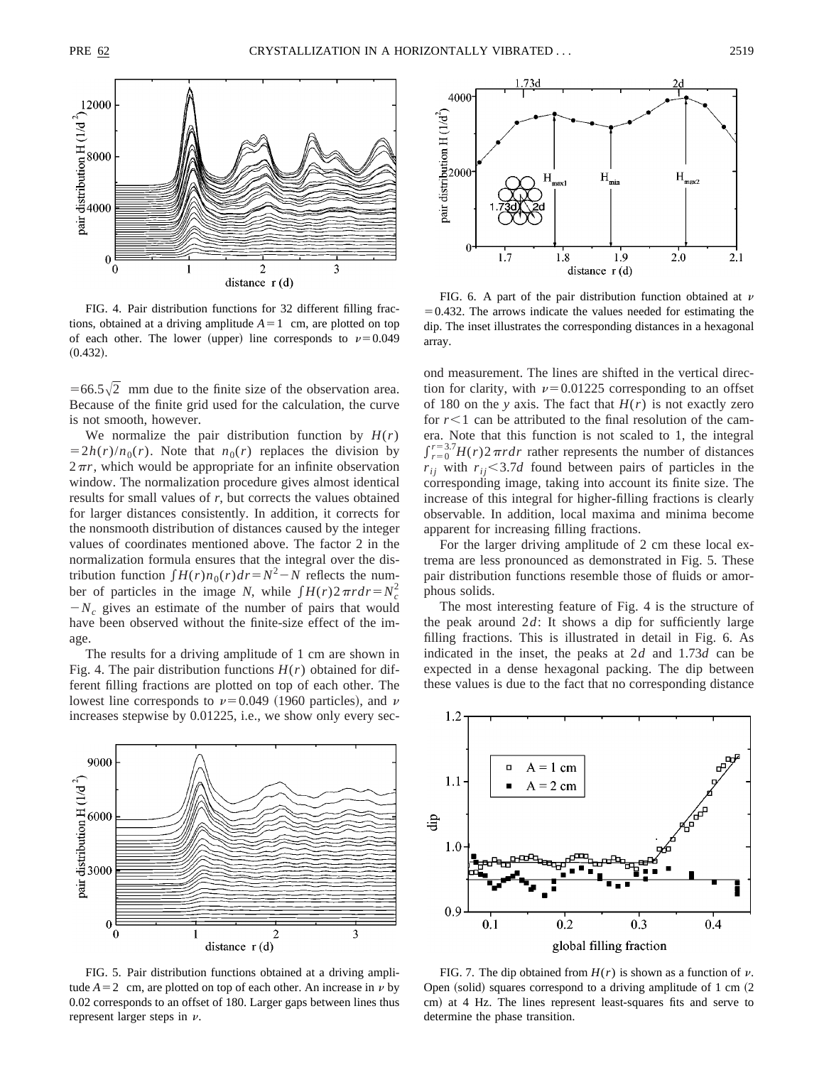FIG. 4. Pair distribution functions for 32 different filling fractions, obtained at a driving amplitude $A=1$ cm, are plotted on top of each other. The lower (upper) line corresponds to $\nu=0.049$ (0.432).

$=66.5\sqrt{2}$ mm due to the finite size of the observation area. Because of the finite grid used for the calculation, the curve is not smooth, however.

We normalize the pair distribution function by $H(r)=2h(r)/n_0(r)$. Note that $n_0(r)$ replaces the division by $2\pi r$, which would be appropriate for an infinite observation window. The normalization procedure gives almost identical results for small values of $r$, but corrects the values obtained for larger distances consistently. In addition, it corrects for the nonsmooth distribution of distances caused by the integer values of coordinates mentioned above. The factor 2 in the normalization formula ensures that the integral over the distribution function $\int H(r)n_0(r)dr=N^2-N$ reflects the number of particles in the image $N$, while $\int H(r)2\pi r dr=N_c^2-N_c$ gives an estimate of the number of pairs that would have been observed without the finite-size effect of the image.

The results for a driving amplitude of 1 cm are shown in Fig. 4. The pair distribution functions $H(r)$ obtained for different filling fractions are plotted on top of each other. The lowest line corresponds to $\nu=0.049$ (1960 particles), and $\nu$ increases stepwise by 0.01225, i.e., we show only every second measurement. The lines are shifted in the vertical direction for clarity, with $\nu=0.01225$ corresponding to an offset of 180 on the $y$ axis. The fact that $H(r)$ is not exactly zero for $r<1$ can be attributed to the final resolution of the camera. Note that this function is not scaled to 1, the integral $\int_{r=0}^{r=3.7}H(r)2\pi r dr$ rather represents the number of distances $r_{ij}$ with $r_{ij}<3.7d$ found between pairs of particles in the corresponding image, taking into account its finite size. The increase of this integral for higher-filling fractions is clearly observable. In addition, local maxima and minima become apparent for increasing filling fractions.

For the larger driving amplitude of 2 cm these local extrema are less pronounced as demonstrated in Fig. 5. These pair distribution functions resemble those of fluids or amorphous solids.

The most interesting feature of Fig. 4 is the structure of the peak around $2d$: It shows a dip for sufficiently large filling fractions. This is illustrated in detail in Fig. 6. As indicated in the inset, the peaks at $2d$ and $1.73d$ can be expected in a dense hexagonal packing. The dip between these values is due to the fact that no corresponding distance

FIG. 5. Pair distribution functions obtained at a driving amplitude $A=2$ cm, are plotted on top of each other. An increase in $\nu$ by 0.02 corresponds to an offset of 180. Larger gaps between lines thus represent larger steps in $\nu$.

FIG. 6. A part of the pair distribution function obtained at $\nu=0.432$. The arrows indicate the values needed for estimating the dip. The inset illustrates the corresponding distances in a hexagonal array.

FIG. 7. The dip obtained from $H(r)$ is shown as a function of $\nu$. Open (solid) squares correspond to a driving amplitude of 1 cm (2 cm) at 4 Hz. The lines represent least-squares fits and serve to determine the phase transition.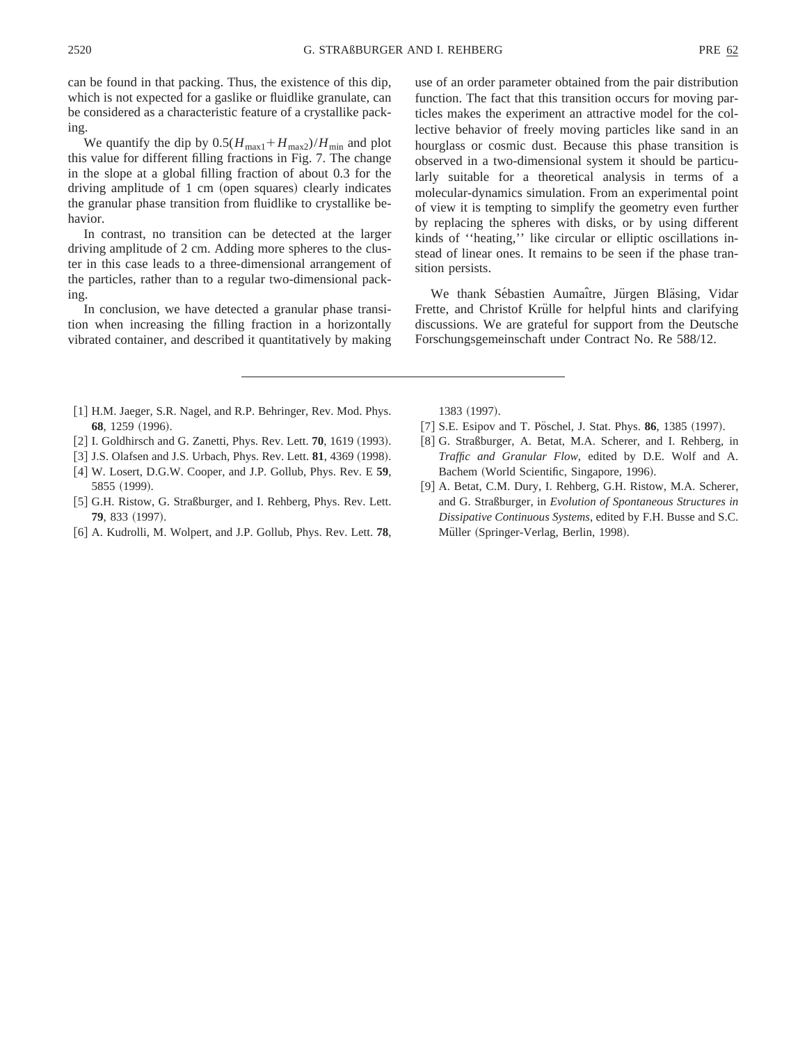can be found in that packing. Thus, the existence of this dip, which is not expected for a gaslike or fluidlike granulate, can be considered as a characteristic feature of a crystallike packing.

We quantify the dip by $0.5(H_{\max1}+H_{\max2})/H_{\min}$ and plot this value for different filling fractions in Fig. 7. The change in the slope at a global filling fraction of about 0.3 for the driving amplitude of 1 cm (open squares) clearly indicates the granular phase transition from fluidlike to crystallike behavior.

In contrast, no transition can be detected at the larger driving amplitude of 2 cm. Adding more spheres to the cluster in this case leads to a three-dimensional arrangement of the particles, rather than to a regular two-dimensional packing.

In conclusion, we have detected a granular phase transition when increasing the filling fraction in a horizontally vibrated container, and described it quantitatively by making use of an order parameter obtained from the pair distribution function. The fact that this transition occurs for moving particles makes the experiment an attractive model for the collective behavior of freely moving particles like sand in an hourglass or cosmic dust. Because this phase transition is observed in a two-dimensional system it should be particularly suitable for a theoretical analysis in terms of a molecular-dynamics simulation. From an experimental point of view it is tempting to simplify the geometry even further by replacing the spheres with disks, or by using different kinds of ''heating,'' like circular or elliptic oscillations instead of linear ones. It remains to be seen if the phase transition persists.

We thank Sébastien Aumaître, Jürgen Bläsing, Vidar Frette, and Christof Krülle for helpful hints and clarifying discussions. We are grateful for support from the Deutsche Forschungsgemeinschaft under Contract No. Re 588/12.

---

[1] H.M. Jaeger, S.R. Nagel, and R.P. Behringer, Rev. Mod. Phys. **68**, 1259 (1996).

[2] I. Goldhirsch and G. Zanetti, Phys. Rev. Lett. **70**, 1619 (1993).

[3] J.S. Olafsen and J.S. Urbach, Phys. Rev. Lett. **81**, 4369 (1998).

[4] W. Losert, D.G.W. Cooper, and J.P. Gollub, Phys. Rev. E **59**, 5855 (1999).

[5] G.H. Ristow, G. Straßburger, and I. Rehberg, Phys. Rev. Lett. **79**, 833 (1997).

[6] A. Kudrolli, M. Wolpert, and J.P. Gollub, Phys. Rev. Lett. **78**, 1383 (1997).

[7] S.E. Esipov and T. Pöschel, J. Stat. Phys. **86**, 1385 (1997).

[8] G. Straßburger, A. Betat, M.A. Scherer, and I. Rehberg, in *Traffic and Granular Flow*, edited by D.E. Wolf and A. Bachem (World Scientific, Singapore, 1996).

[9] A. Betat, C.M. Dury, I. Rehberg, G.H. Ristow, M.A. Scherer, and G. Straßburger, in *Evolution of Spontaneous Structures in Dissipative Continuous Systems*, edited by F.H. Busse and S.C. Müller (Springer-Verlag, Berlin, 1998).